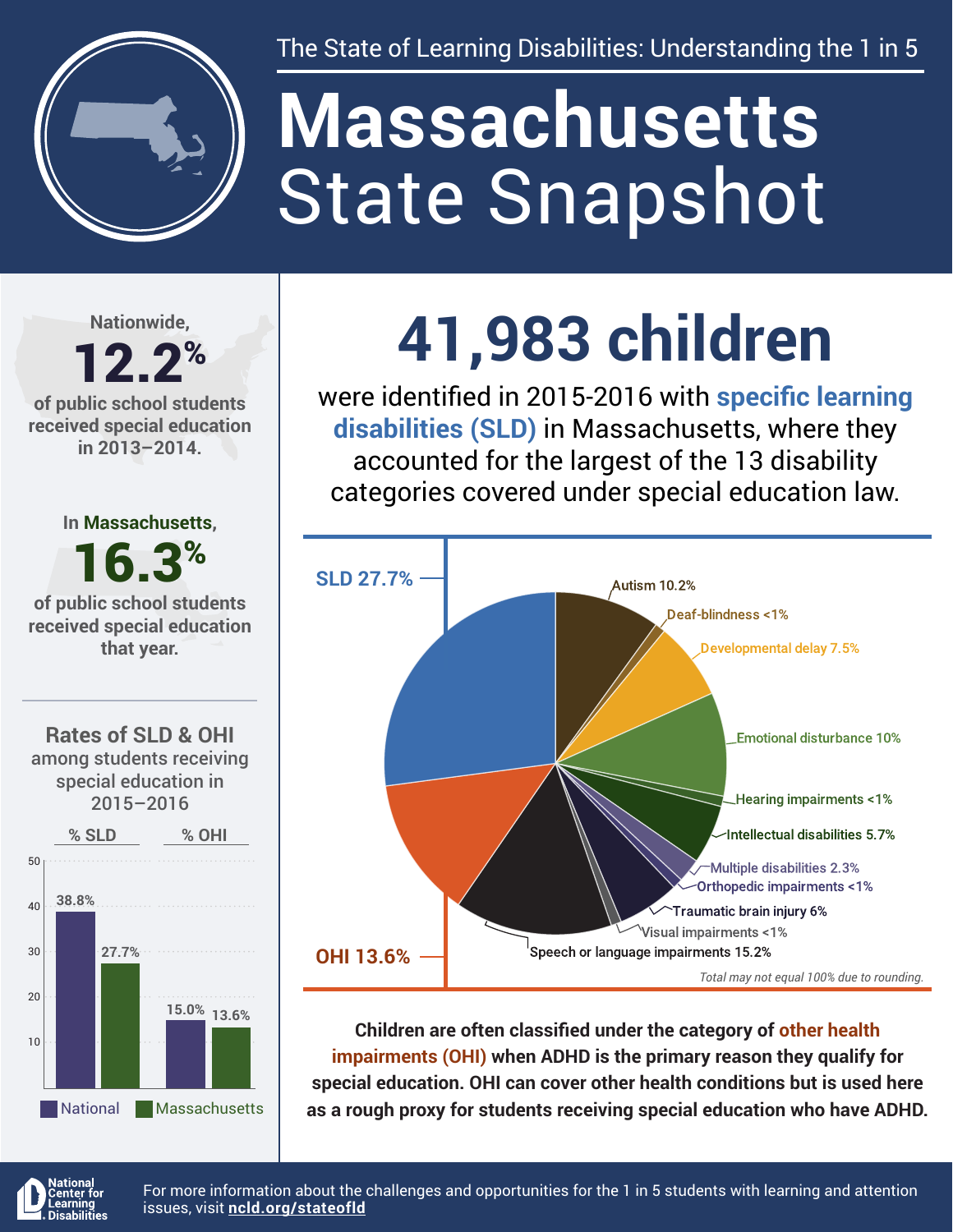The State of Learning Disabilities: Understanding the 1 in 5

# Massachusetts State Snapshot

Nationwide, **12.2%** of public school students received special education in 2013–2014.

In Massachusetts, **16.3%** of public school students received special education that year.

## Rates of SLD & OHI among students receiving special education in 2015–2016

| | % SLD | % OHI |
|---|---|---|
| National | 38.8% | 15.0% |
| Massachusetts | 27.7% | 13.6% |

## 41,983 children

were identified in 2015-2016 with **specific learning disabilities (SLD)** in Massachusetts, where they accounted for the largest of the 13 disability categories covered under special education law.

| Category | Percent |
|---|---|
| SLD | 27.7% |
| Autism | 10.2% |
| Deaf-blindness | <1% |
| Developmental delay | 7.5% |
| Emotional disturbance | 10% |
| Hearing impairments | <1% |
| Intellectual disabilities | 5.7% |
| Multiple disabilities | 2.3% |
| Orthopedic impairments | <1% |
| Traumatic brain injury | 6% |
| Visual impairments | <1% |
| Speech or language impairments | 15.2% |
| OHI | 13.6% |

*Total may not equal 100% due to rounding.*

**Children are often classified under the category of other health impairments (OHI) when ADHD is the primary reason they qualify for special education. OHI can cover other health conditions but is used here as a rough proxy for students receiving special education who have ADHD.**

National Center for Learning Disabilities

For more information about the challenges and opportunities for the 1 in 5 students with learning and attention issues, visit ncld.org/stateofld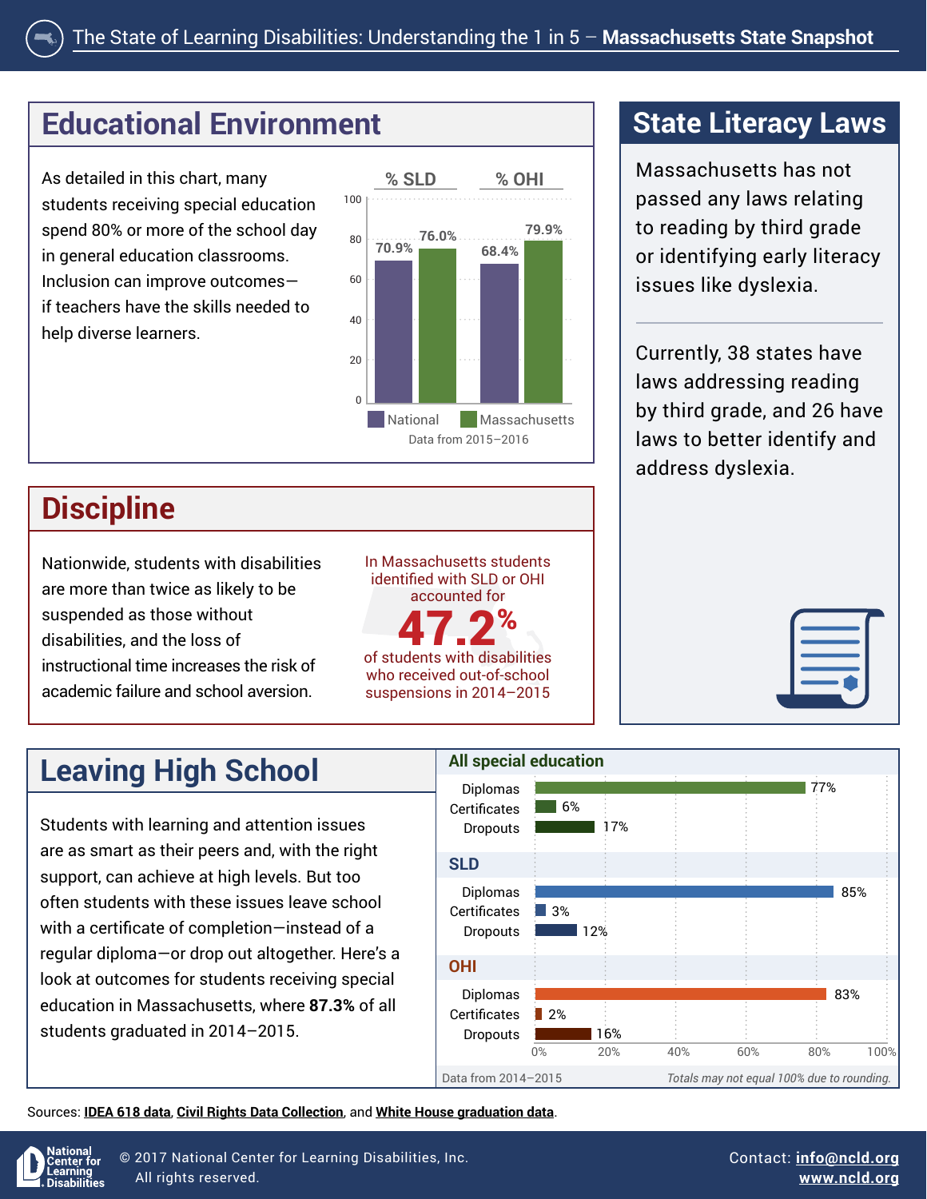The State of Learning Disabilities: Understanding the 1 in 5 – **Massachusetts State Snapshot**

## Educational Environment

As detailed in this chart, many students receiving special education spend 80% or more of the school day in general education classrooms. Inclusion can improve outcomes—if teachers have the skills needed to help diverse learners.

% SLD

% OHI

100

80

60

40

20

0

70.9%

76.0%

68.4%

79.9%

National

Massachusetts

Data from 2015–2016

## State Literacy Laws

Massachusetts has not passed any laws relating to reading by third grade or identifying early literacy issues like dyslexia.

Currently, 38 states have laws addressing reading by third grade, and 26 have laws to better identify and address dyslexia.

## Discipline

Nationwide, students with disabilities are more than twice as likely to be suspended as those without disabilities, and the loss of instructional time increases the risk of academic failure and school aversion.

In Massachusetts students identified with SLD or OHI accounted for **47.2%** of students with disabilities who received out-of-school suspensions in 2014–2015

## Leaving High School

Students with learning and attention issues are as smart as their peers and, with the right support, can achieve at high levels. But too often students with these issues leave school with a certificate of completion—instead of a regular diploma—or drop out altogether. Here's a look at outcomes for students receiving special education in Massachusetts, where **87.3%** of all students graduated in 2014–2015.

**All special education**

Diplomas 77%

Certificates 6%

Dropouts 17%

**SLD**

Diplomas 85%

Certificates 3%

Dropouts 12%

**OHI**

Diplomas 83%

Certificates 2%

Dropouts 16%

0% 20% 40% 60% 80% 100%

Data from 2014–2015

*Totals may not equal 100% due to rounding.*

Sources: **IDEA 618 data**, **Civil Rights Data Collection**, and **White House graduation data**.

© 2017 National Center for Learning Disabilities, Inc. All rights reserved.

Contact: **info@ncld.org** **www.ncld.org**